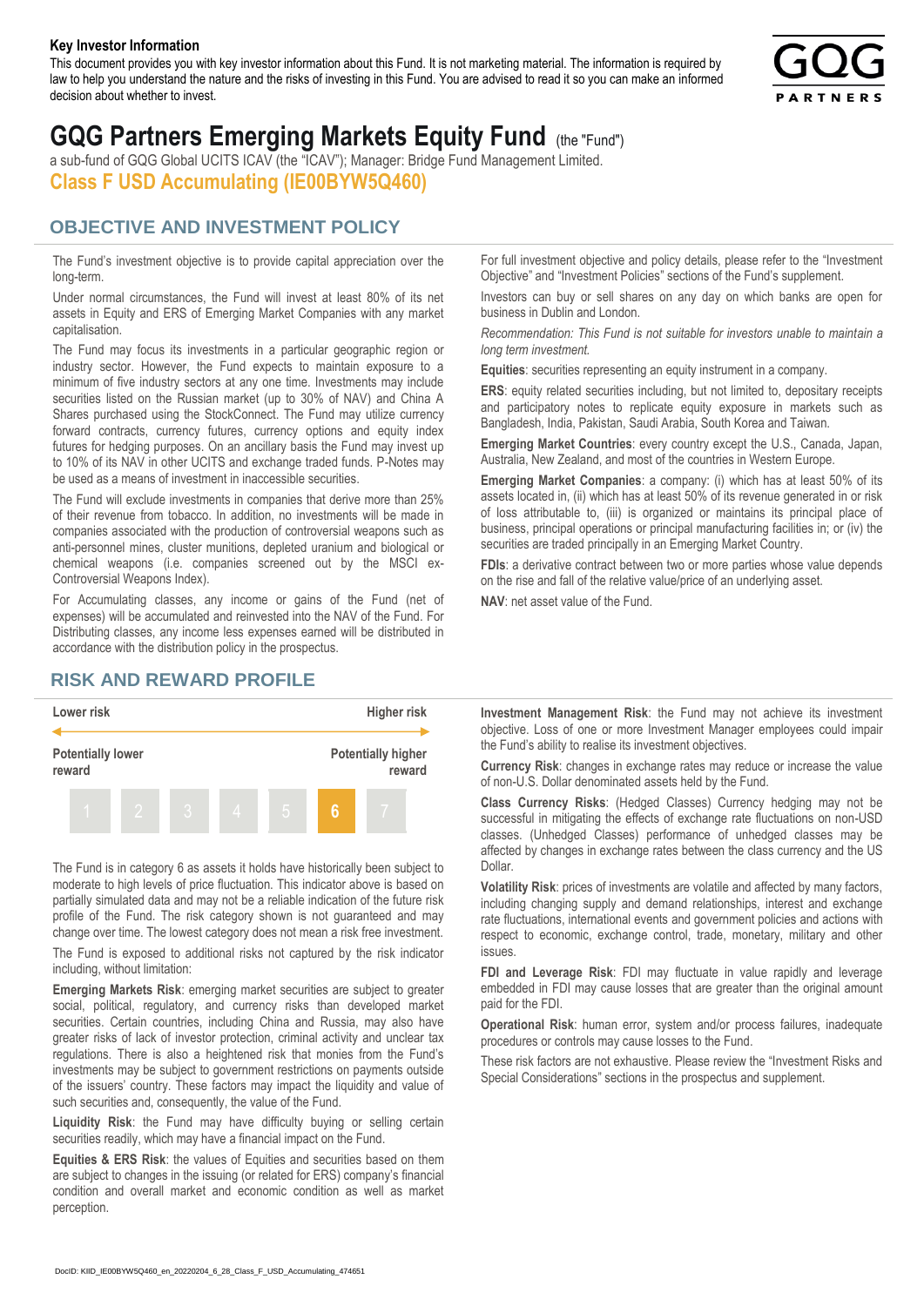**Key Investor Information**

This document provides you with key investor information about this Fund. It is not marketing material. The information is required by law to help you understand the nature and the risks of investing in this Fund. You are advised to read it so you can make an informed decision about whether to invest.

# GQG Partners Emerging Markets Equity Fund (the "Fund")

a sub-fund of GQG Global UCITS ICAV (the "ICAV"); Manager: Bridge Fund Management Limited.

## Class F USD Accumulating (IE00BYW5Q460)

## OBJECTIVE AND INVESTMENT POLICY

The Fund's investment objective is to provide capital appreciation over the long-term.

Under normal circumstances, the Fund will invest at least 80% of its net assets in Equity and ERS of Emerging Market Companies with any market capitalisation.

The Fund may focus its investments in a particular geographic region or industry sector. However, the Fund expects to maintain exposure to a minimum of five industry sectors at any one time. Investments may include securities listed on the Russian market (up to 30% of NAV) and China A Shares purchased using the StockConnect. The Fund may utilize currency forward contracts, currency futures, currency options and equity index futures for hedging purposes. On an ancillary basis the Fund may invest up to 10% of its NAV in other UCITS and exchange traded funds. P-Notes may be used as a means of investment in inaccessible securities.

The Fund will exclude investments in companies that derive more than 25% of their revenue from tobacco. In addition, no investments will be made in companies associated with the production of controversial weapons such as anti-personnel mines, cluster munitions, depleted uranium and biological or chemical weapons (i.e. companies screened out by the MSCI ex-Controversial Weapons Index).

For Accumulating classes, any income or gains of the Fund (net of expenses) will be accumulated and reinvested into the NAV of the Fund. For Distributing classes, any income less expenses earned will be distributed in accordance with the distribution policy in the prospectus.

For full investment objective and policy details, please refer to the "Investment Objective" and "Investment Policies" sections of the Fund's supplement.

Investors can buy or sell shares on any day on which banks are open for business in Dublin and London.

*Recommendation: This Fund is not suitable for investors unable to maintain a long term investment.*

**Equities**: securities representing an equity instrument in a company.

**ERS**: equity related securities including, but not limited to, depositary receipts and participatory notes to replicate equity exposure in markets such as Bangladesh, India, Pakistan, Saudi Arabia, South Korea and Taiwan.

**Emerging Market Countries**: every country except the U.S., Canada, Japan, Australia, New Zealand, and most of the countries in Western Europe.

**Emerging Market Companies**: a company: (i) which has at least 50% of its assets located in, (ii) which has at least 50% of its revenue generated in or risk of loss attributable to, (iii) is organized or maintains its principal place of business, principal operations or principal manufacturing facilities in; or (iv) the securities are traded principally in an Emerging Market Country.

**FDIs**: a derivative contract between two or more parties whose value depends on the rise and fall of the relative value/price of an underlying asset.

**NAV**: net asset value of the Fund.

## RISK AND REWARD PROFILE

| Lower risk | | | | | | Higher risk |
|---|---|---|---|---|---|---|
| Potentially lower reward | | | | | | Potentially higher reward |
| 1 | 2 | 3 | 4 | 5 | **6** | 7 |

The Fund is in category 6 as assets it holds have historically been subject to moderate to high levels of price fluctuation. This indicator above is based on partially simulated data and may not be a reliable indication of the future risk profile of the Fund. The risk category shown is not guaranteed and may change over time. The lowest category does not mean a risk free investment.

The Fund is exposed to additional risks not captured by the risk indicator including, without limitation:

**Emerging Markets Risk**: emerging market securities are subject to greater social, political, regulatory, and currency risks than developed market securities. Certain countries, including China and Russia, may also have greater risks of lack of investor protection, criminal activity and unclear tax regulations. There is also a heightened risk that monies from the Fund's investments may be subject to government restrictions on payments outside of the issuers' country. These factors may impact the liquidity and value of such securities and, consequently, the value of the Fund.

**Liquidity Risk**: the Fund may have difficulty buying or selling certain securities readily, which may have a financial impact on the Fund.

**Equities & ERS Risk**: the values of Equities and securities based on them are subject to changes in the issuing (or related for ERS) company's financial condition and overall market and economic condition as well as market perception.

**Investment Management Risk**: the Fund may not achieve its investment objective. Loss of one or more Investment Manager employees could impair the Fund's ability to realise its investment objectives.

**Currency Risk**: changes in exchange rates may reduce or increase the value of non-U.S. Dollar denominated assets held by the Fund.

**Class Currency Risks**: (Hedged Classes) Currency hedging may not be successful in mitigating the effects of exchange rate fluctuations on non-USD classes. (Unhedged Classes) performance of unhedged classes may be affected by changes in exchange rates between the class currency and the US Dollar.

**Volatility Risk**: prices of investments are volatile and affected by many factors, including changing supply and demand relationships, interest and exchange rate fluctuations, international events and government policies and actions with respect to economic, exchange control, trade, monetary, military and other issues.

**FDI and Leverage Risk**: FDI may fluctuate in value rapidly and leverage embedded in FDI may cause losses that are greater than the original amount paid for the FDI.

**Operational Risk**: human error, system and/or process failures, inadequate procedures or controls may cause losses to the Fund.

These risk factors are not exhaustive. Please review the "Investment Risks and Special Considerations" sections in the prospectus and supplement.

DocID: KIID_IE00BYW5Q460_en_20220204_6_28_Class_F_USD_Accumulating_474651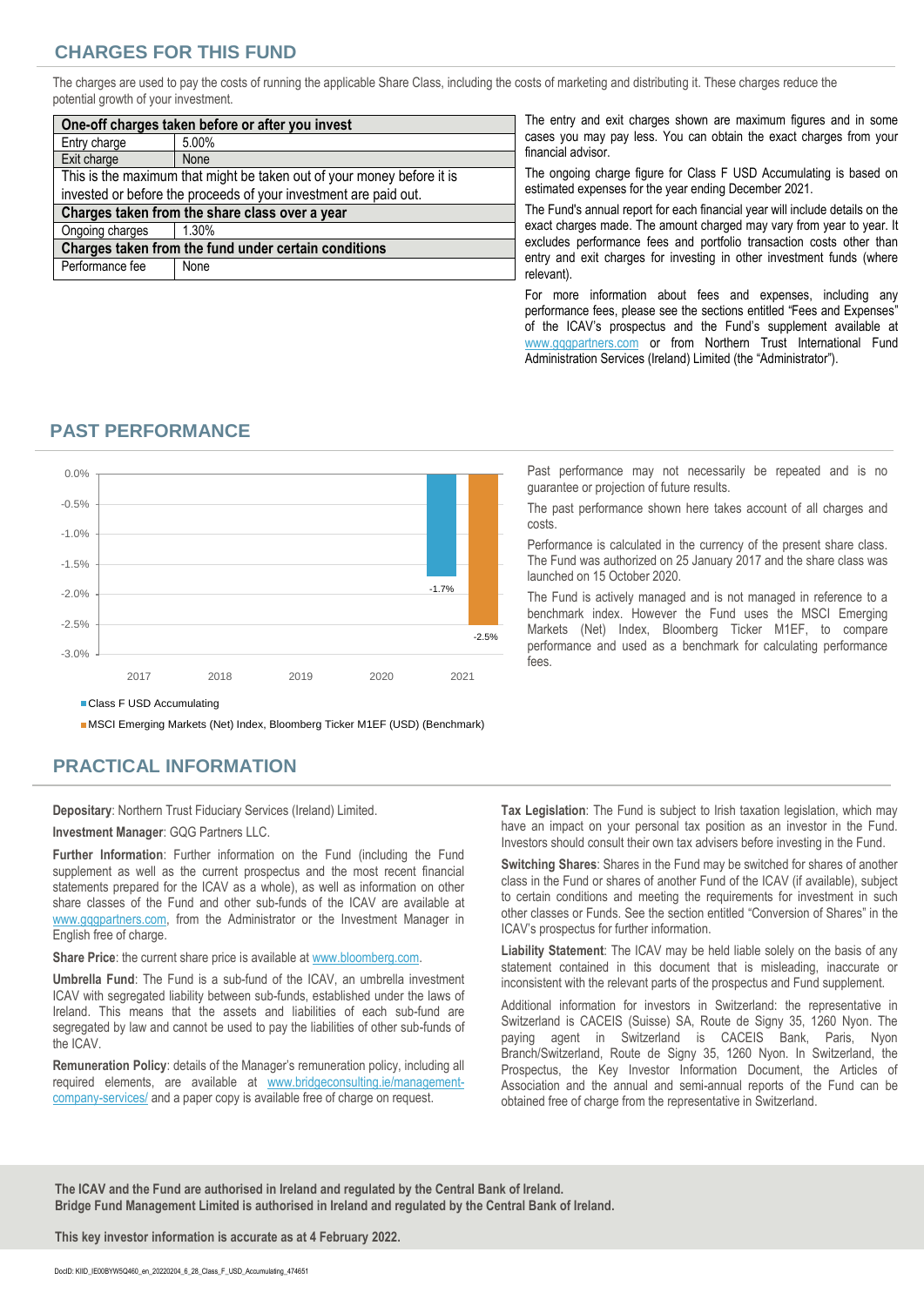## CHARGES FOR THIS FUND

The charges are used to pay the costs of running the applicable Share Class, including the costs of marketing and distributing it. These charges reduce the potential growth of your investment.

| One-off charges taken before or after you invest | |
|---|---|
| Entry charge | 5.00% |
| Exit charge | None |
| This is the maximum that might be taken out of your money before it is invested or before the proceeds of your investment are paid out. | |
| **Charges taken from the share class over a year** | |
| Ongoing charges | 1.30% |
| **Charges taken from the fund under certain conditions** | |
| Performance fee | None |

The entry and exit charges shown are maximum figures and in some cases you may pay less. You can obtain the exact charges from your financial advisor.

The ongoing charge figure for Class F USD Accumulating is based on estimated expenses for the year ending December 2021.

The Fund's annual report for each financial year will include details on the exact charges made. The amount charged may vary from year to year. It excludes performance fees and portfolio transaction costs other than entry and exit charges for investing in other investment funds (where relevant).

For more information about fees and expenses, including any performance fees, please see the sections entitled "Fees and Expenses" of the ICAV's prospectus and the Fund's supplement available at www.gqgpartners.com or from Northern Trust International Fund Administration Services (Ireland) Limited (the "Administrator").

## PAST PERFORMANCE

0.0%
-0.5%
-1.0%
-1.5%
-2.0%
-2.5%
-3.0%

-1.7%
-2.5%

2017
2018
2019
2020
2021

Class F USD Accumulating

MSCI Emerging Markets (Net) Index, Bloomberg Ticker M1EF (USD) (Benchmark)

Past performance may not necessarily be repeated and is no guarantee or projection of future results.

The past performance shown here takes account of all charges and costs.

Performance is calculated in the currency of the present share class. The Fund was authorized on 25 January 2017 and the share class was launched on 15 October 2020.

The Fund is actively managed and is not managed in reference to a benchmark index. However the Fund uses the MSCI Emerging Markets (Net) Index, Bloomberg Ticker M1EF, to compare performance and used as a benchmark for calculating performance fees.

## PRACTICAL INFORMATION

**Depositary**: Northern Trust Fiduciary Services (Ireland) Limited.

**Investment Manager**: GQG Partners LLC.

**Further Information**: Further information on the Fund (including the Fund supplement as well as the current prospectus and the most recent financial statements prepared for the ICAV as a whole), as well as information on other share classes of the Fund and other sub-funds of the ICAV are available at www.gqgpartners.com, from the Administrator or the Investment Manager in English free of charge.

**Share Price**: the current share price is available at www.bloomberg.com.

**Umbrella Fund**: The Fund is a sub-fund of the ICAV, an umbrella investment ICAV with segregated liability between sub-funds, established under the laws of Ireland. This means that the assets and liabilities of each sub-fund are segregated by law and cannot be used to pay the liabilities of other sub-funds of the ICAV.

**Remuneration Policy**: details of the Manager's remuneration policy, including all required elements, are available at www.bridgeconsulting.ie/management-company-services/ and a paper copy is available free of charge on request.

**Tax Legislation**: The Fund is subject to Irish taxation legislation, which may have an impact on your personal tax position as an investor in the Fund. Investors should consult their own tax advisers before investing in the Fund.

**Switching Shares**: Shares in the Fund may be switched for shares of another class in the Fund or shares of another Fund of the ICAV (if available), subject to certain conditions and meeting the requirements for investment in such other classes or Funds. See the section entitled "Conversion of Shares" in the ICAV's prospectus for further information.

**Liability Statement**: The ICAV may be held liable solely on the basis of any statement contained in this document that is misleading, inaccurate or inconsistent with the relevant parts of the prospectus and Fund supplement.

Additional information for investors in Switzerland: the representative in Switzerland is CACEIS (Suisse) SA, Route de Signy 35, 1260 Nyon. The paying agent in Switzerland is CACEIS Bank, Paris, Nyon Branch/Switzerland, Route de Signy 35, 1260 Nyon. In Switzerland, the Prospectus, the Key Investor Information Document, the Articles of Association and the annual and semi-annual reports of the Fund can be obtained free of charge from the representative in Switzerland.

**The ICAV and the Fund are authorised in Ireland and regulated by the Central Bank of Ireland.**
**Bridge Fund Management Limited is authorised in Ireland and regulated by the Central Bank of Ireland.**

**This key investor information is accurate as at 4 February 2022.**

DocID: KIID_IE00BYW5Q460_en_20220204_6_28_Class_F_USD_Accumulating_474651